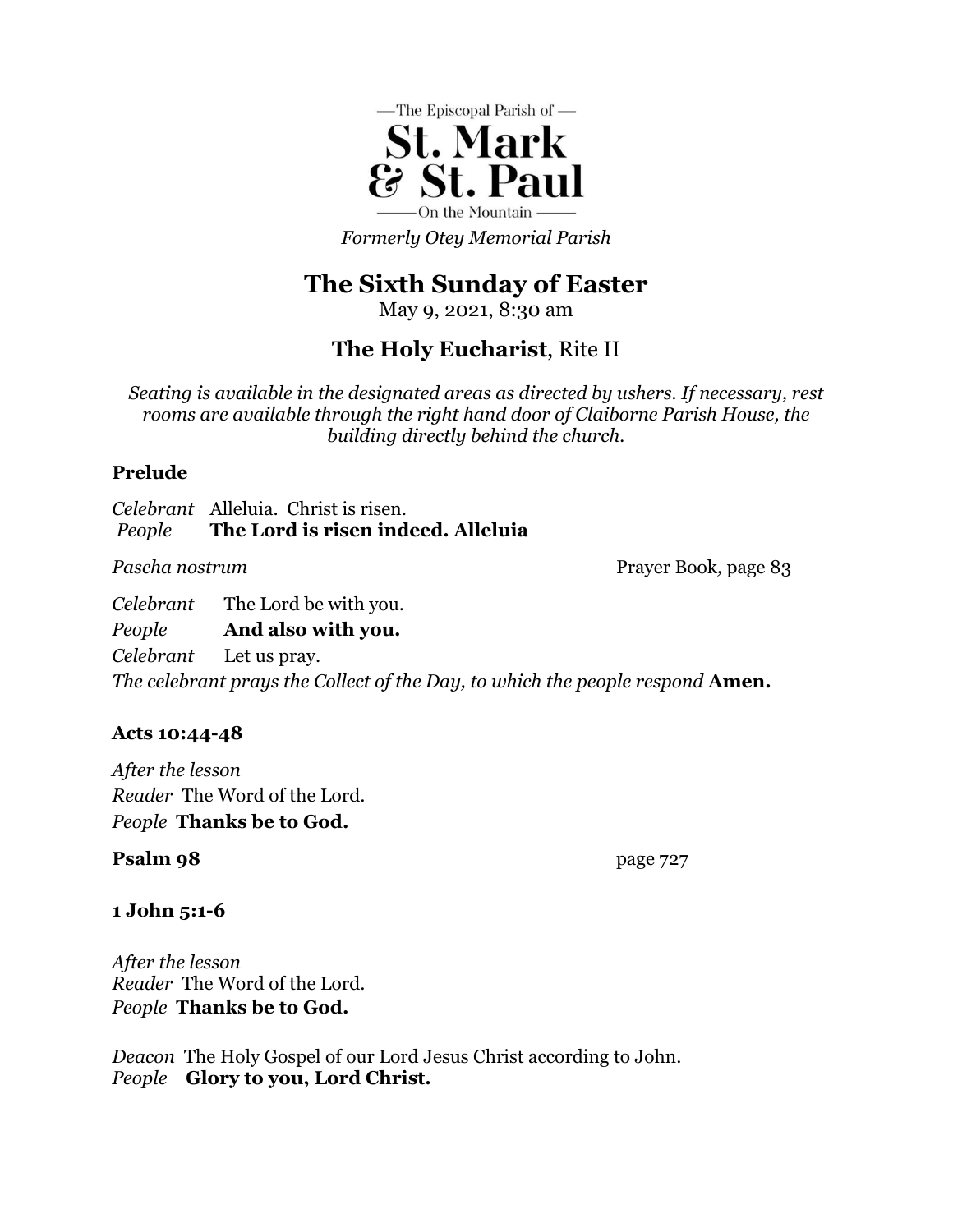—The Episcopal Parish of —

# St. Mark & St. Paul

—— On the Mountain ——

*Formerly Otey Memorial Parish*

## The Sixth Sunday of Easter

May 9, 2021, 8:30 am

### **The Holy Eucharist**, Rite II

*Seating is available in the designated areas as directed by ushers. If necessary, rest rooms are available through the right hand door of Claiborne Parish House, the building directly behind the church.*

**Prelude**

*Celebrant* Alleluia. Christ is risen.
*People* **The Lord is risen indeed. Alleluia**

*Pascha nostrum* Prayer Book, page 83

*Celebrant* The Lord be with you.
*People* **And also with you.**
*Celebrant* Let us pray.
*The celebrant prays the Collect of the Day, to which the people respond* **Amen.**

**Acts 10:44-48**

*After the lesson*
*Reader* The Word of the Lord.
*People* **Thanks be to God.**

**Psalm 98** page 727

**1 John 5:1-6**

*After the lesson*
*Reader* The Word of the Lord.
*People* **Thanks be to God.**

*Deacon* The Holy Gospel of our Lord Jesus Christ according to John.
*People* **Glory to you, Lord Christ.**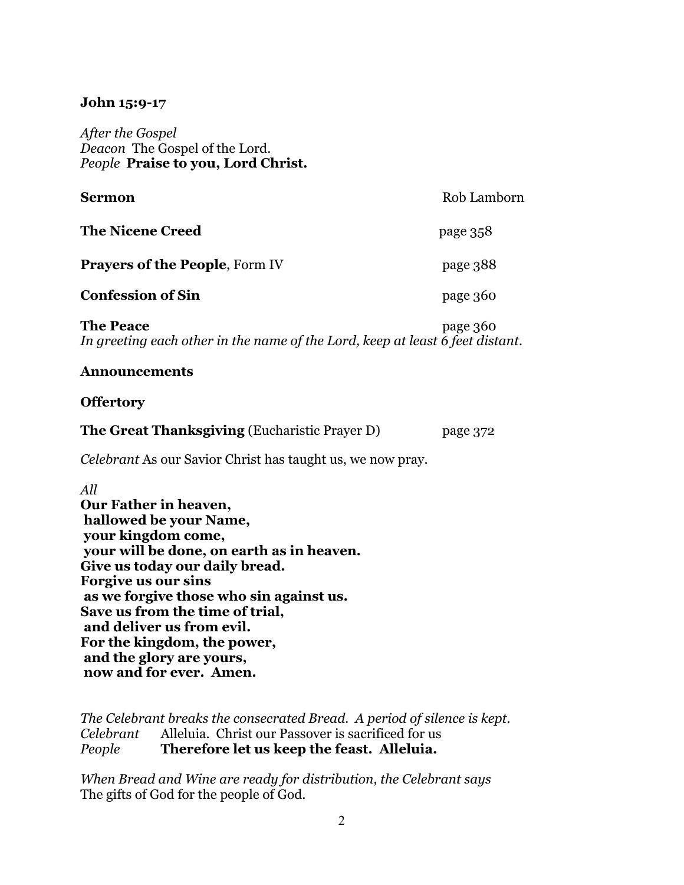**John 15:9-17**

*After the Gospel*
*Deacon* The Gospel of the Lord.
*People* **Praise to you, Lord Christ.**

**Sermon** Rob Lamborn

**The Nicene Creed** page 358

**Prayers of the People**, Form IV page 388

**Confession of Sin** page 360

**The Peace** page 360
*In greeting each other in the name of the Lord, keep at least 6 feet distant.*

**Announcements**

**Offertory**

**The Great Thanksgiving** (Eucharistic Prayer D) page 372

*Celebrant* As our Savior Christ has taught us, we now pray.

*All*
**Our Father in heaven,**
**hallowed be your Name,**
**your kingdom come,**
**your will be done, on earth as in heaven.**
**Give us today our daily bread.**
**Forgive us our sins**
**as we forgive those who sin against us.**
**Save us from the time of trial,**
**and deliver us from evil.**
**For the kingdom, the power,**
**and the glory are yours,**
**now and for ever. Amen.**

*The Celebrant breaks the consecrated Bread. A period of silence is kept.*
*Celebrant* Alleluia. Christ our Passover is sacrificed for us
*People* **Therefore let us keep the feast. Alleluia.**

*When Bread and Wine are ready for distribution, the Celebrant says*
The gifts of God for the people of God.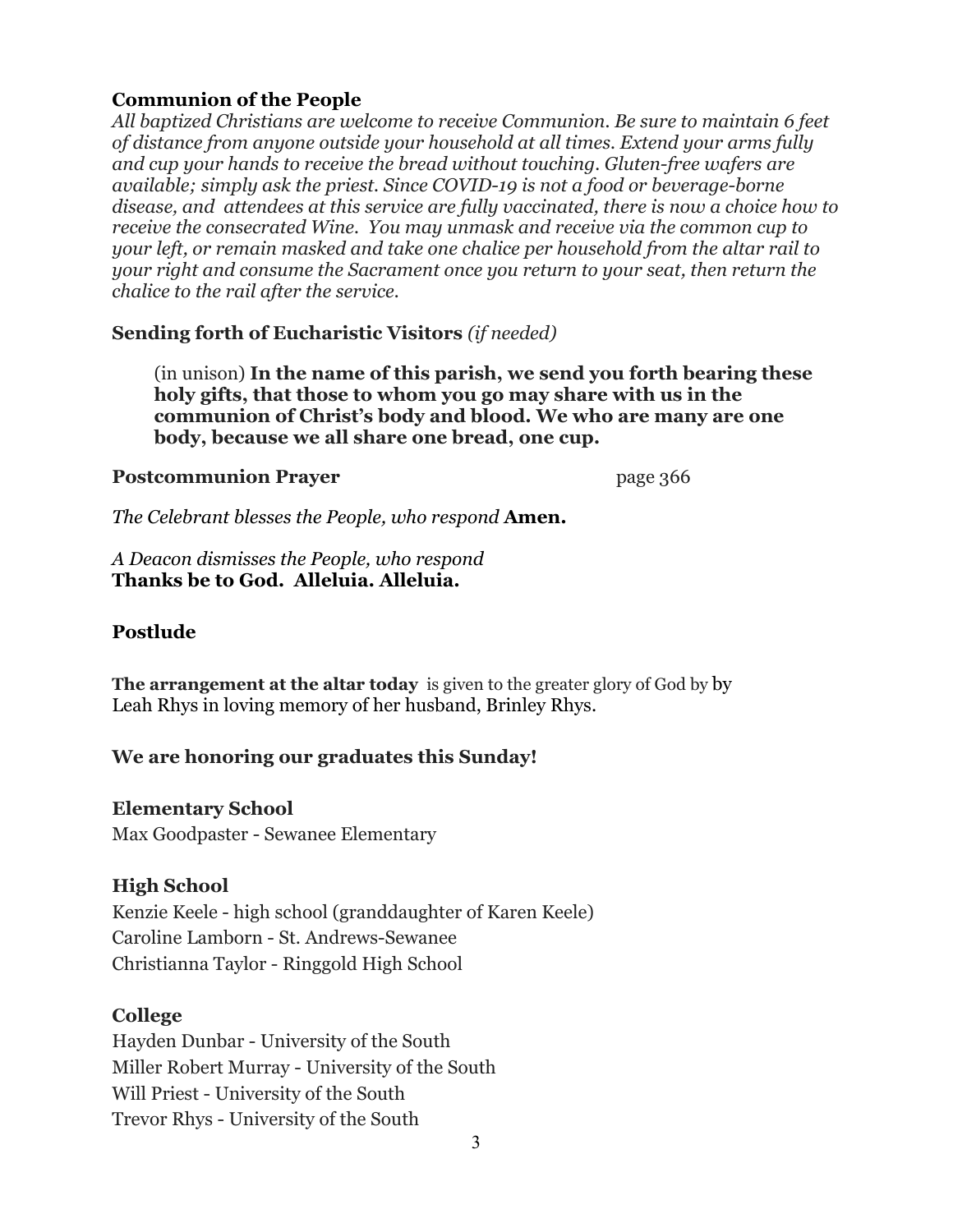**Communion of the People**

*All baptized Christians are welcome to receive Communion. Be sure to maintain 6 feet of distance from anyone outside your household at all times. Extend your arms fully and cup your hands to receive the bread without touching. Gluten-free wafers are available; simply ask the priest. Since COVID-19 is not a food or beverage-borne disease, and attendees at this service are fully vaccinated, there is now a choice how to receive the consecrated Wine. You may unmask and receive via the common cup to your left, or remain masked and take one chalice per household from the altar rail to your right and consume the Sacrament once you return to your seat, then return the chalice to the rail after the service.*

**Sending forth of Eucharistic Visitors** *(if needed)*

> (in unison) **In the name of this parish, we send you forth bearing these holy gifts, that those to whom you go may share with us in the communion of Christ's body and blood. We who are many are one body, because we all share one bread, one cup.**

**Postcommunion Prayer** page 366

*The Celebrant blesses the People, who respond* **Amen.**

*A Deacon dismisses the People, who respond*
**Thanks be to God. Alleluia. Alleluia.**

**Postlude**

**The arrangement at the altar today** is given to the greater glory of God by by Leah Rhys in loving memory of her husband, Brinley Rhys.

**We are honoring our graduates this Sunday!**

**Elementary School**
Max Goodpaster - Sewanee Elementary

**High School**
Kenzie Keele - high school (granddaughter of Karen Keele)
Caroline Lamborn - St. Andrews-Sewanee
Christianna Taylor - Ringgold High School

**College**
Hayden Dunbar - University of the South
Miller Robert Murray - University of the South
Will Priest - University of the South
Trevor Rhys - University of the South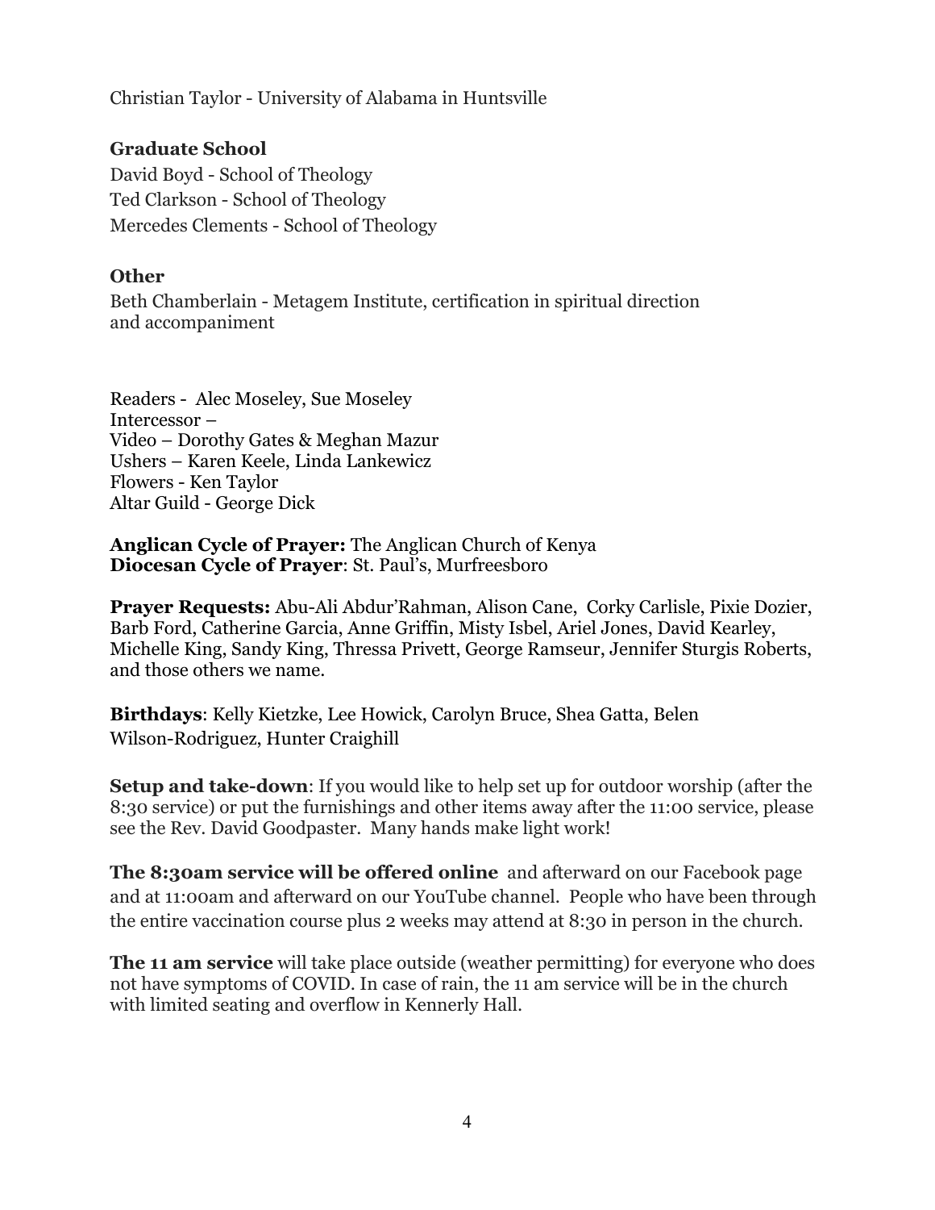Christian Taylor - University of Alabama in Huntsville

**Graduate School**

David Boyd - School of Theology
Ted Clarkson - School of Theology
Mercedes Clements - School of Theology

**Other**

Beth Chamberlain - Metagem Institute, certification in spiritual direction and accompaniment

Readers - Alec Moseley, Sue Moseley
Intercessor –
Video – Dorothy Gates & Meghan Mazur
Ushers – Karen Keele, Linda Lankewicz
Flowers - Ken Taylor
Altar Guild - George Dick

**Anglican Cycle of Prayer:** The Anglican Church of Kenya
**Diocesan Cycle of Prayer**: St. Paul's, Murfreesboro

**Prayer Requests:** Abu-Ali Abdur'Rahman, Alison Cane, Corky Carlisle, Pixie Dozier, Barb Ford, Catherine Garcia, Anne Griffin, Misty Isbel, Ariel Jones, David Kearley, Michelle King, Sandy King, Thressa Privett, George Ramseur, Jennifer Sturgis Roberts, and those others we name.

**Birthdays**: Kelly Kietzke, Lee Howick, Carolyn Bruce, Shea Gatta, Belen Wilson-Rodriguez, Hunter Craighill

**Setup and take-down**: If you would like to help set up for outdoor worship (after the 8:30 service) or put the furnishings and other items away after the 11:00 service, please see the Rev. David Goodpaster. Many hands make light work!

**The 8:30am service will be offered online** and afterward on our Facebook page and at 11:00am and afterward on our YouTube channel. People who have been through the entire vaccination course plus 2 weeks may attend at 8:30 in person in the church.

**The 11 am service** will take place outside (weather permitting) for everyone who does not have symptoms of COVID. In case of rain, the 11 am service will be in the church with limited seating and overflow in Kennerly Hall.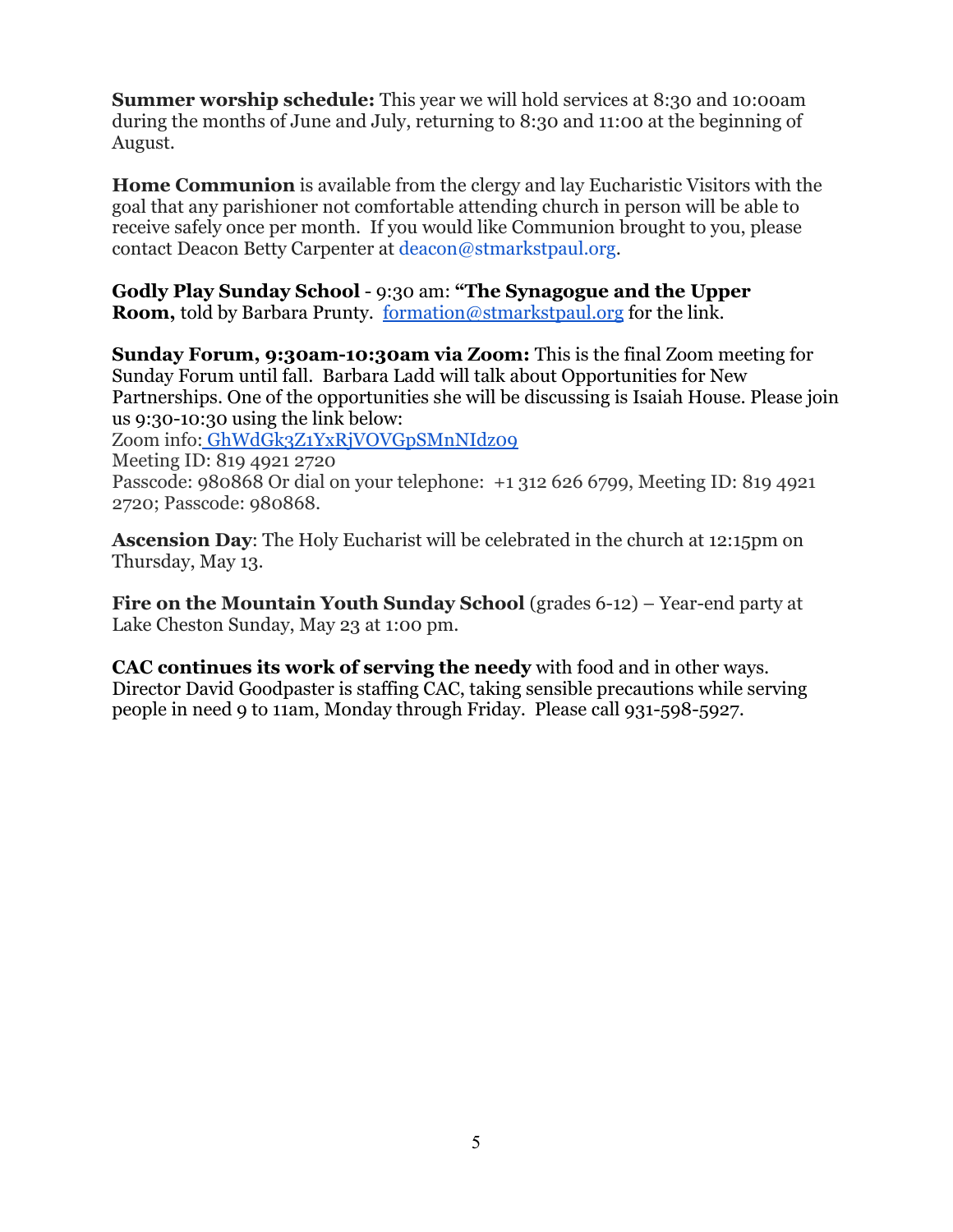**Summer worship schedule:** This year we will hold services at 8:30 and 10:00am during the months of June and July, returning to 8:30 and 11:00 at the beginning of August.

**Home Communion** is available from the clergy and lay Eucharistic Visitors with the goal that any parishioner not comfortable attending church in person will be able to receive safely once per month. If you would like Communion brought to you, please contact Deacon Betty Carpenter at deacon@stmarkstpaul.org.

**Godly Play Sunday School** - 9:30 am: **"The Synagogue and the Upper Room,** told by Barbara Prunty. formation@stmarkstpaul.org for the link.

**Sunday Forum, 9:30am-10:30am via Zoom:** This is the final Zoom meeting for Sunday Forum until fall. Barbara Ladd will talk about Opportunities for New Partnerships. One of the opportunities she will be discussing is Isaiah House. Please join us 9:30-10:30 using the link below:
Zoom info: GhWdGk3Z1YxRjVOVGpSMnNIdz09
Meeting ID: 819 4921 2720
Passcode: 980868 Or dial on your telephone: +1 312 626 6799, Meeting ID: 819 4921 2720; Passcode: 980868.

**Ascension Day**: The Holy Eucharist will be celebrated in the church at 12:15pm on Thursday, May 13.

**Fire on the Mountain Youth Sunday School** (grades 6-12) – Year-end party at Lake Cheston Sunday, May 23 at 1:00 pm.

**CAC continues its work of serving the needy** with food and in other ways. Director David Goodpaster is staffing CAC, taking sensible precautions while serving people in need 9 to 11am, Monday through Friday. Please call 931-598-5927.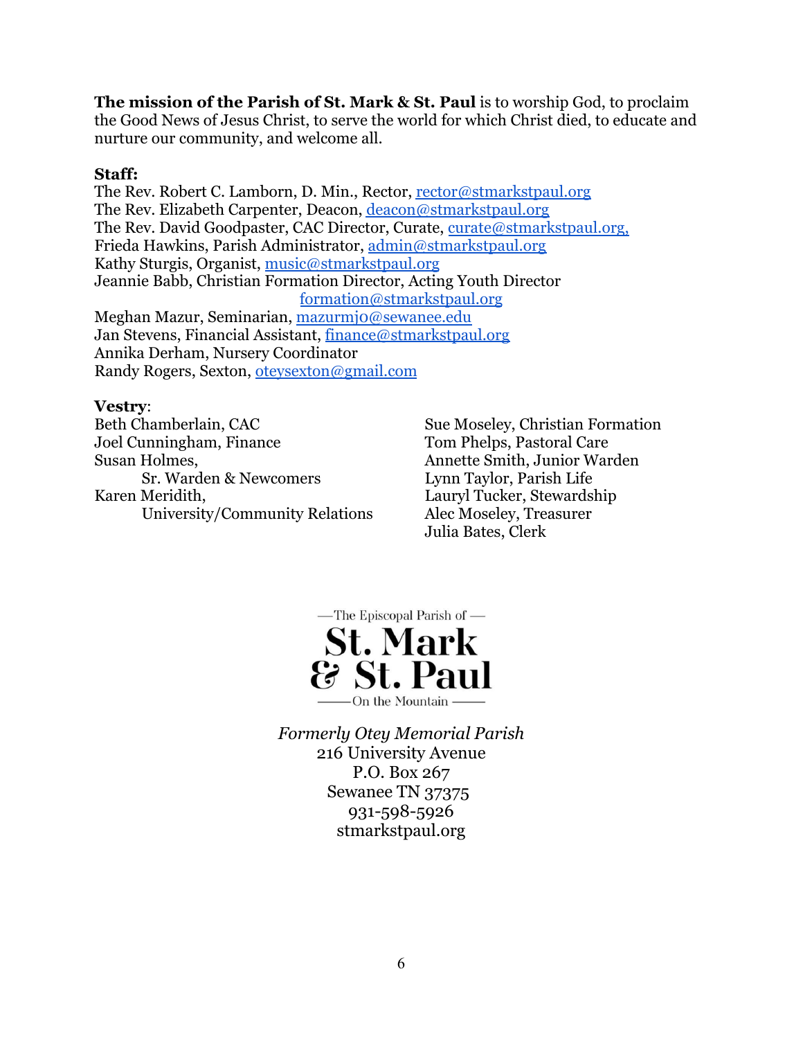**The mission of the Parish of St. Mark & St. Paul** is to worship God, to proclaim the Good News of Jesus Christ, to serve the world for which Christ died, to educate and nurture our community, and welcome all.

**Staff:**

The Rev. Robert C. Lamborn, D. Min., Rector, rector@stmarkstpaul.org
The Rev. Elizabeth Carpenter, Deacon, deacon@stmarkstpaul.org
The Rev. David Goodpaster, CAC Director, Curate, curate@stmarkstpaul.org,
Frieda Hawkins, Parish Administrator, admin@stmarkstpaul.org
Kathy Sturgis, Organist, music@stmarkstpaul.org
Jeannie Babb, Christian Formation Director, Acting Youth Director
formation@stmarkstpaul.org
Meghan Mazur, Seminarian, mazurmj0@sewanee.edu
Jan Stevens, Financial Assistant, finance@stmarkstpaul.org
Annika Derham, Nursery Coordinator
Randy Rogers, Sexton, oteysexton@gmail.com

**Vestry**:

Beth Chamberlain, CAC
Joel Cunningham, Finance
Susan Holmes,
Sr. Warden & Newcomers
Karen Meridith,
University/Community Relations
Sue Moseley, Christian Formation
Tom Phelps, Pastoral Care
Annette Smith, Junior Warden
Lynn Taylor, Parish Life
Lauryl Tucker, Stewardship
Alec Moseley, Treasurer
Julia Bates, Clerk

—The Episcopal Parish of —
**St. Mark & St. Paul**
—On the Mountain —

*Formerly Otey Memorial Parish*
216 University Avenue
P.O. Box 267
Sewanee TN 37375
931-598-5926
stmarkstpaul.org